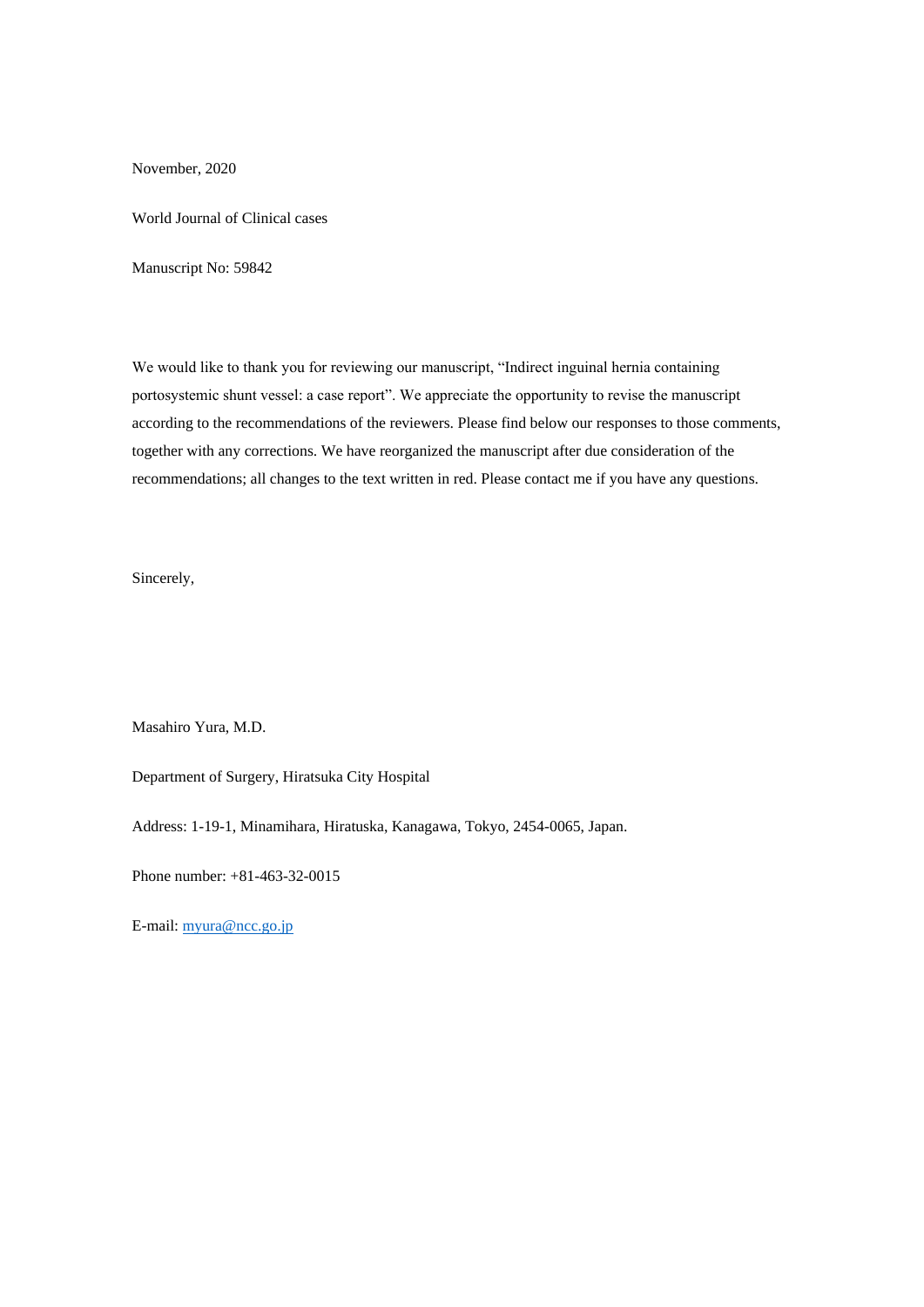November, 2020

World Journal of Clinical cases

Manuscript No: 59842

We would like to thank you for reviewing our manuscript, “Indirect inguinal hernia containing portosystemic shunt vessel: a case report”. We appreciate the opportunity to revise the manuscript according to the recommendations of the reviewers. Please find below our responses to those comments, together with any corrections. We have reorganized the manuscript after due consideration of the recommendations; all changes to the text written in red. Please contact me if you have any questions.

Sincerely,

Masahiro Yura, M.D.

Department of Surgery, Hiratsuka City Hospital

Address: 1-19-1, Minamihara, Hiratuska, Kanagawa, Tokyo, 2454-0065, Japan.

Phone number: +81-463-32-0015

E-mail: myura@ncc.go.jp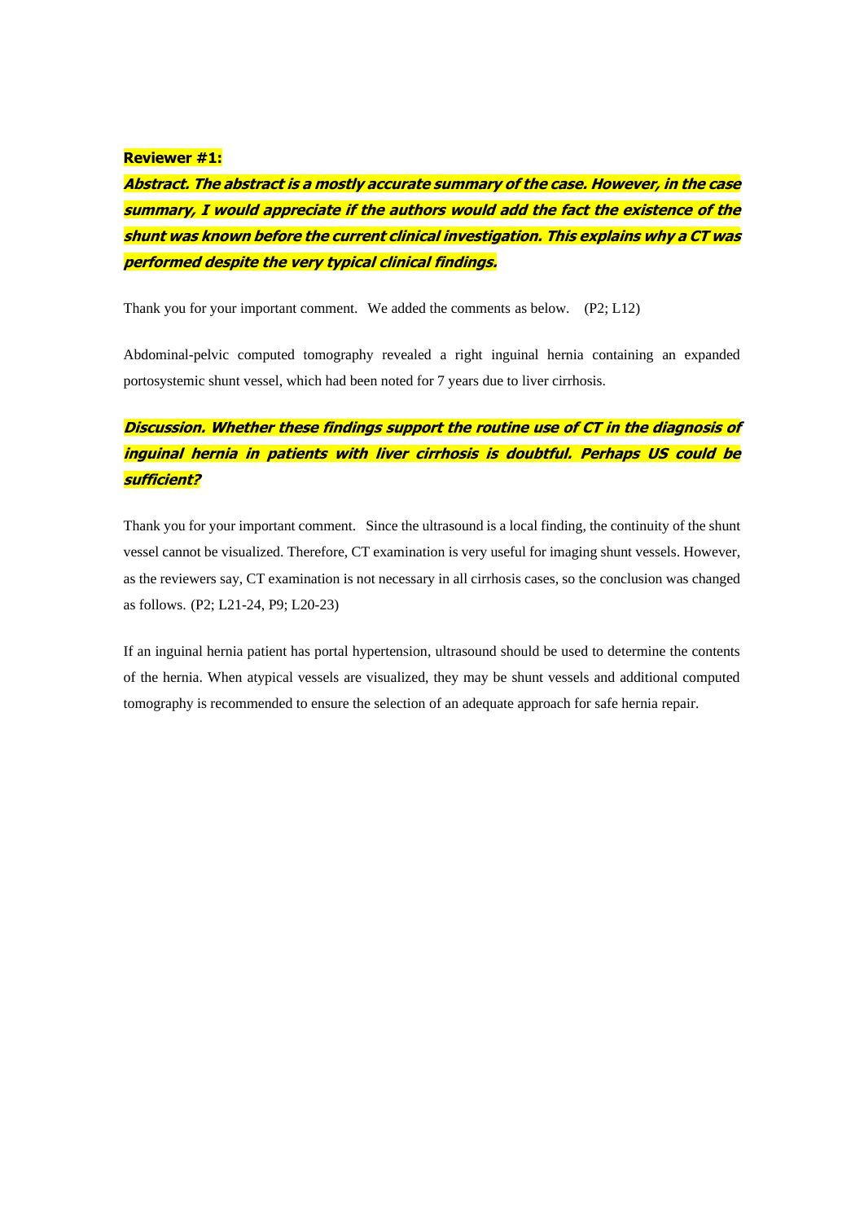**Reviewer #1:**

***Abstract. The abstract is a mostly accurate summary of the case. However, in the case summary, I would appreciate if the authors would add the fact the existence of the shunt was known before the current clinical investigation. This explains why a CT was performed despite the very typical clinical findings.***

Thank you for your important comment. We added the comments as below. (P2; L12)

Abdominal-pelvic computed tomography revealed a right inguinal hernia containing an expanded portosystemic shunt vessel, which had been noted for 7 years due to liver cirrhosis.

***Discussion. Whether these findings support the routine use of CT in the diagnosis of inguinal hernia in patients with liver cirrhosis is doubtful. Perhaps US could be sufficient?***

Thank you for your important comment. Since the ultrasound is a local finding, the continuity of the shunt vessel cannot be visualized. Therefore, CT examination is very useful for imaging shunt vessels. However, as the reviewers say, CT examination is not necessary in all cirrhosis cases, so the conclusion was changed as follows. (P2; L21-24, P9; L20-23)

If an inguinal hernia patient has portal hypertension, ultrasound should be used to determine the contents of the hernia. When atypical vessels are visualized, they may be shunt vessels and additional computed tomography is recommended to ensure the selection of an adequate approach for safe hernia repair.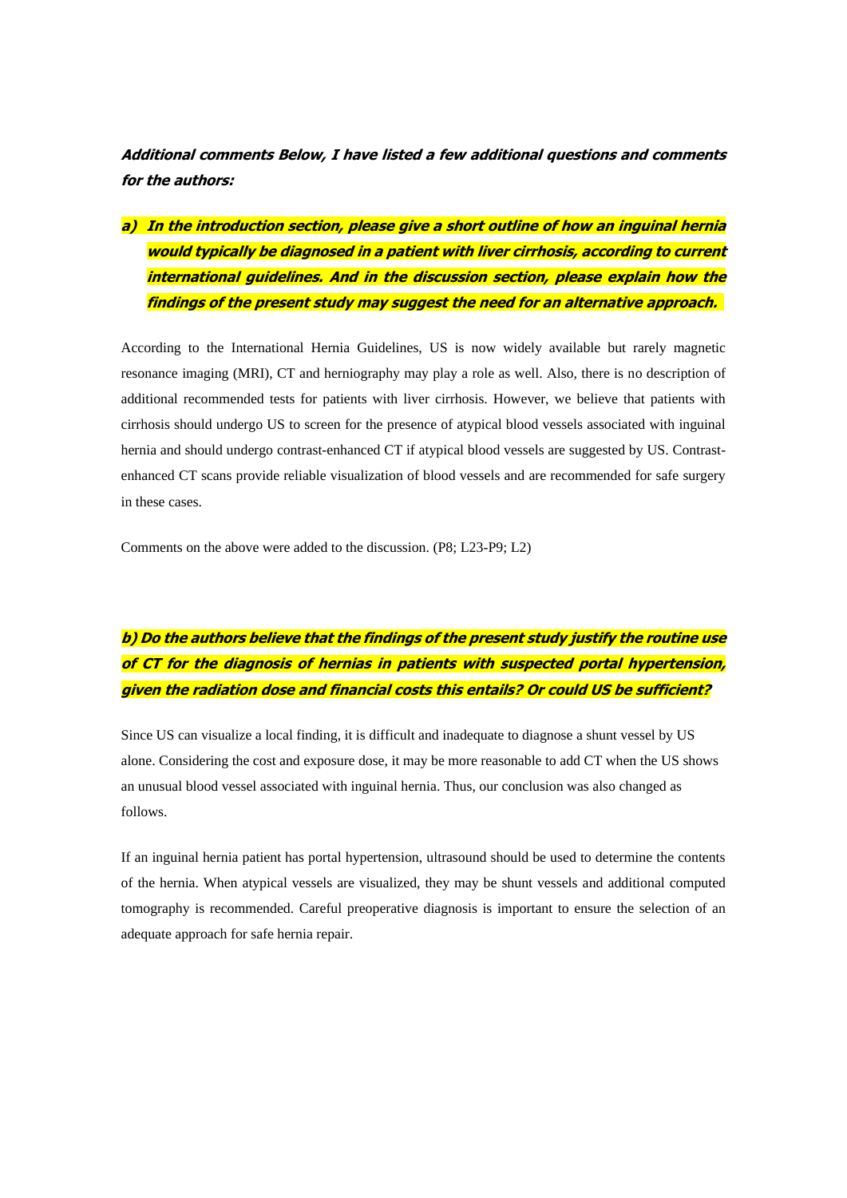***Additional comments Below, I have listed a few additional questions and comments for the authors:***

***a) In the introduction section, please give a short outline of how an inguinal hernia would typically be diagnosed in a patient with liver cirrhosis, according to current international guidelines. And in the discussion section, please explain how the findings of the present study may suggest the need for an alternative approach.***

According to the International Hernia Guidelines, US is now widely available but rarely magnetic resonance imaging (MRI), CT and herniography may play a role as well. Also, there is no description of additional recommended tests for patients with liver cirrhosis. However, we believe that patients with cirrhosis should undergo US to screen for the presence of atypical blood vessels associated with inguinal hernia and should undergo contrast-enhanced CT if atypical blood vessels are suggested by US. Contrast-enhanced CT scans provide reliable visualization of blood vessels and are recommended for safe surgery in these cases.

Comments on the above were added to the discussion. (P8; L23-P9; L2)

***b) Do the authors believe that the findings of the present study justify the routine use of CT for the diagnosis of hernias in patients with suspected portal hypertension, given the radiation dose and financial costs this entails? Or could US be sufficient?***

Since US can visualize a local finding, it is difficult and inadequate to diagnose a shunt vessel by US alone. Considering the cost and exposure dose, it may be more reasonable to add CT when the US shows an unusual blood vessel associated with inguinal hernia. Thus, our conclusion was also changed as follows.

If an inguinal hernia patient has portal hypertension, ultrasound should be used to determine the contents of the hernia. When atypical vessels are visualized, they may be shunt vessels and additional computed tomography is recommended. Careful preoperative diagnosis is important to ensure the selection of an adequate approach for safe hernia repair.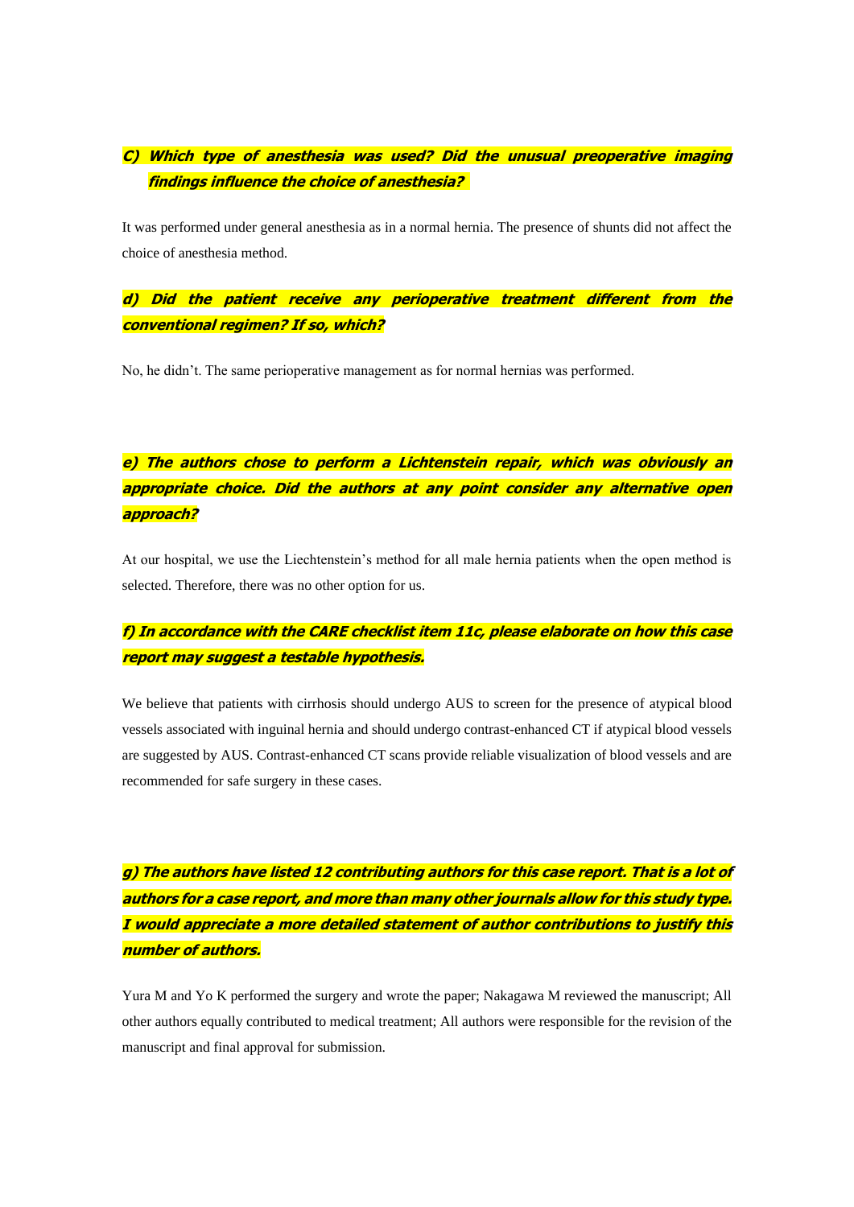***C) Which type of anesthesia was used? Did the unusual preoperative imaging findings influence the choice of anesthesia?***

It was performed under general anesthesia as in a normal hernia. The presence of shunts did not affect the choice of anesthesia method.

***d) Did the patient receive any perioperative treatment different from the conventional regimen? If so, which?***

No, he didn't. The same perioperative management as for normal hernias was performed.

***e) The authors chose to perform a Lichtenstein repair, which was obviously an appropriate choice. Did the authors at any point consider any alternative open approach?***

At our hospital, we use the Liechtenstein's method for all male hernia patients when the open method is selected. Therefore, there was no other option for us.

***f) In accordance with the CARE checklist item 11c, please elaborate on how this case report may suggest a testable hypothesis.***

We believe that patients with cirrhosis should undergo AUS to screen for the presence of atypical blood vessels associated with inguinal hernia and should undergo contrast-enhanced CT if atypical blood vessels are suggested by AUS. Contrast-enhanced CT scans provide reliable visualization of blood vessels and are recommended for safe surgery in these cases.

***g) The authors have listed 12 contributing authors for this case report. That is a lot of authors for a case report, and more than many other journals allow for this study type. I would appreciate a more detailed statement of author contributions to justify this number of authors.***

Yura M and Yo K performed the surgery and wrote the paper; Nakagawa M reviewed the manuscript; All other authors equally contributed to medical treatment; All authors were responsible for the revision of the manuscript and final approval for submission.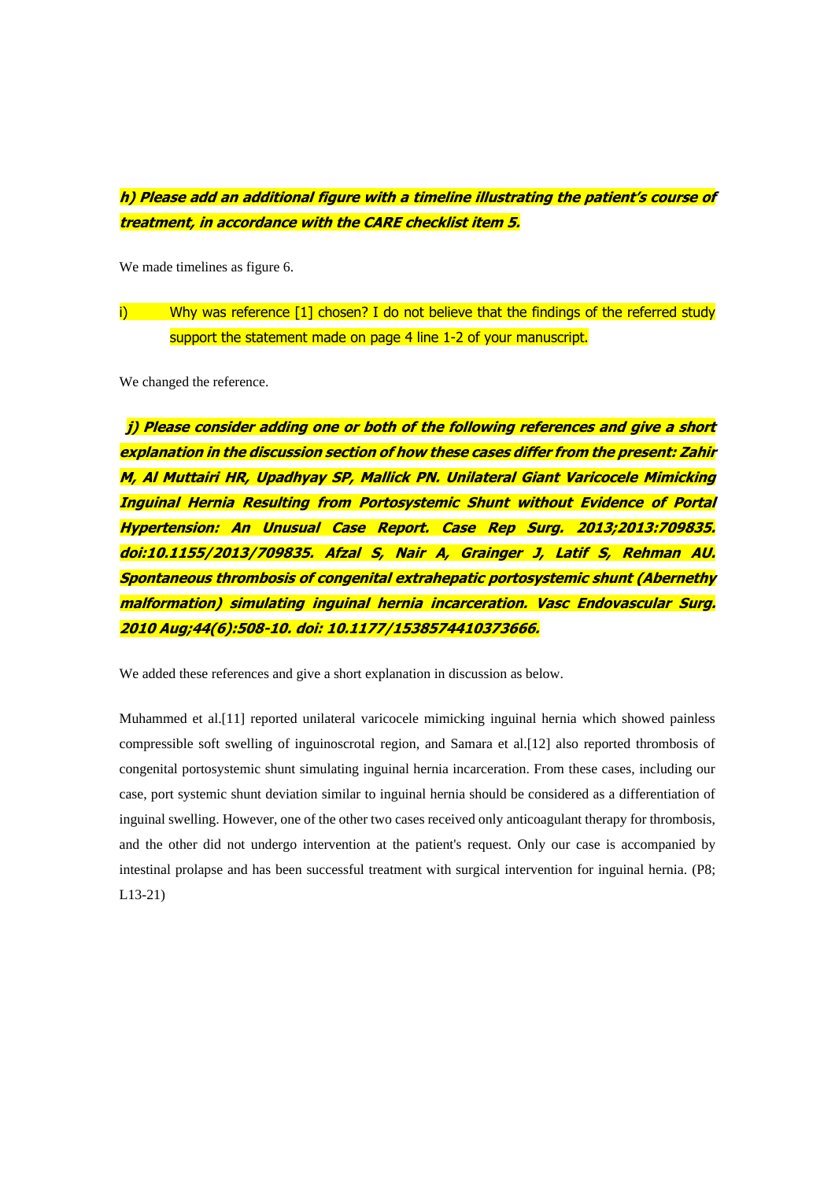***h) Please add an additional figure with a timeline illustrating the patient's course of treatment, in accordance with the CARE checklist item 5.***

We made timelines as figure 6.

i) Why was reference [1] chosen? I do not believe that the findings of the referred study support the statement made on page 4 line 1-2 of your manuscript.

We changed the reference.

***j) Please consider adding one or both of the following references and give a short explanation in the discussion section of how these cases differ from the present: Zahir M, Al Muttairi HR, Upadhyay SP, Mallick PN. Unilateral Giant Varicocele Mimicking Inguinal Hernia Resulting from Portosystemic Shunt without Evidence of Portal Hypertension: An Unusual Case Report. Case Rep Surg. 2013;2013:709835. doi:10.1155/2013/709835. Afzal S, Nair A, Grainger J, Latif S, Rehman AU. Spontaneous thrombosis of congenital extrahepatic portosystemic shunt (Abernethy malformation) simulating inguinal hernia incarceration. Vasc Endovascular Surg. 2010 Aug;44(6):508-10. doi: 10.1177/1538574410373666.***

We added these references and give a short explanation in discussion as below.

Muhammed et al.[11] reported unilateral varicocele mimicking inguinal hernia which showed painless compressible soft swelling of inguinoscrotal region, and Samara et al.[12] also reported thrombosis of congenital portosystemic shunt simulating inguinal hernia incarceration. From these cases, including our case, port systemic shunt deviation similar to inguinal hernia should be considered as a differentiation of inguinal swelling. However, one of the other two cases received only anticoagulant therapy for thrombosis, and the other did not undergo intervention at the patient's request. Only our case is accompanied by intestinal prolapse and has been successful treatment with surgical intervention for inguinal hernia. (P8; L13-21)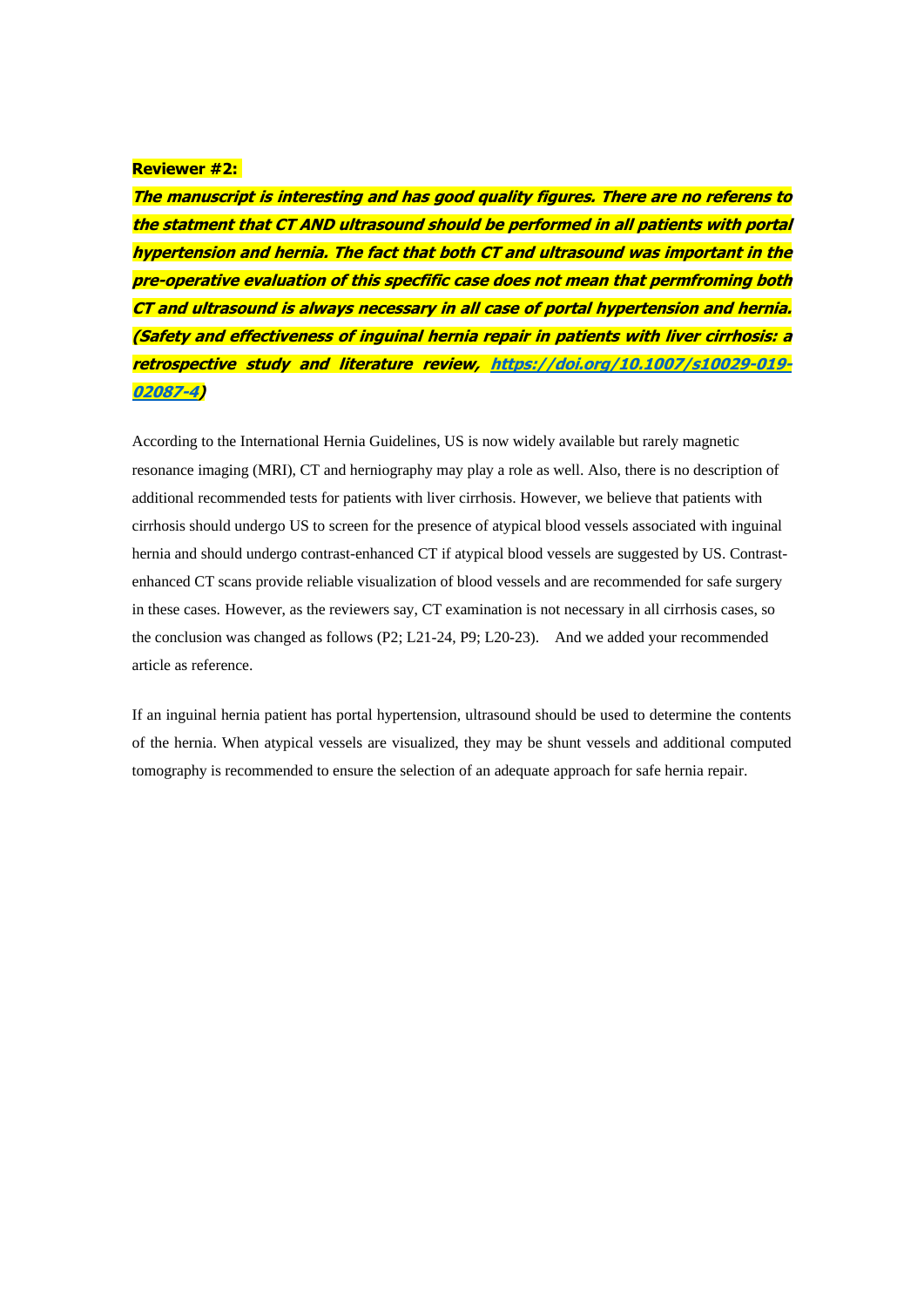**Reviewer #2:**

***The manuscript is interesting and has good quality figures. There are no referens to the statment that CT AND ultrasound should be performed in all patients with portal hypertension and hernia. The fact that both CT and ultrasound was important in the pre-operative evaluation of this specfific case does not mean that permfroming both CT and ultrasound is always necessary in all case of portal hypertension and hernia. (Safety and effectiveness of inguinal hernia repair in patients with liver cirrhosis: a retrospective study and literature review, https://doi.org/10.1007/s10029-019-02087-4)***

According to the International Hernia Guidelines, US is now widely available but rarely magnetic resonance imaging (MRI), CT and herniography may play a role as well. Also, there is no description of additional recommended tests for patients with liver cirrhosis. However, we believe that patients with cirrhosis should undergo US to screen for the presence of atypical blood vessels associated with inguinal hernia and should undergo contrast-enhanced CT if atypical blood vessels are suggested by US. Contrast-enhanced CT scans provide reliable visualization of blood vessels and are recommended for safe surgery in these cases. However, as the reviewers say, CT examination is not necessary in all cirrhosis cases, so the conclusion was changed as follows (P2; L21-24, P9; L20-23).　And we added your recommended article as reference.

If an inguinal hernia patient has portal hypertension, ultrasound should be used to determine the contents of the hernia. When atypical vessels are visualized, they may be shunt vessels and additional computed tomography is recommended to ensure the selection of an adequate approach for safe hernia repair.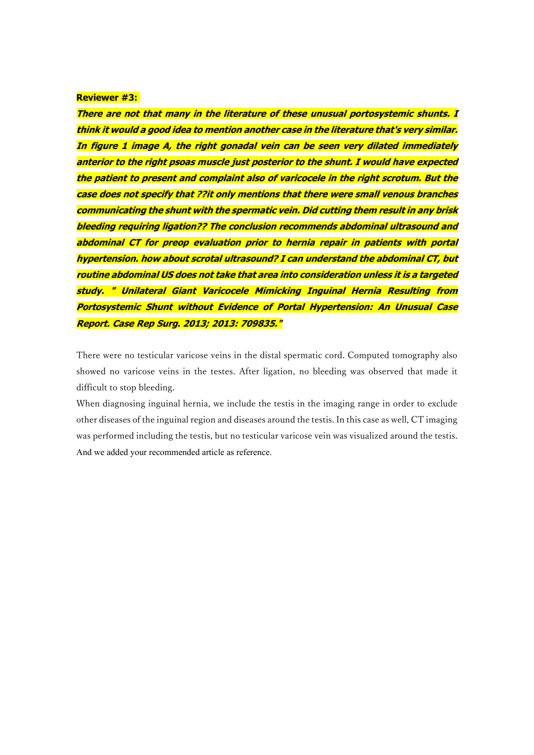**Reviewer #3:**

***There are not that many in the literature of these unusual portosystemic shunts. I think it would a good idea to mention another case in the literature that's very similar. In figure 1 image A, the right gonadal vein can be seen very dilated immediately anterior to the right psoas muscle just posterior to the shunt. I would have expected the patient to present and complaint also of varicocele in the right scrotum. But the case does not specify that ??it only mentions that there were small venous branches communicating the shunt with the spermatic vein. Did cutting them result in any brisk bleeding requiring ligation?? The conclusion recommends abdominal ultrasound and abdominal CT for preop evaluation prior to hernia repair in patients with portal hypertension. how about scrotal ultrasound? I can understand the abdominal CT, but routine abdominal US does not take that area into consideration unless it is a targeted study. " Unilateral Giant Varicocele Mimicking Inguinal Hernia Resulting from Portosystemic Shunt without Evidence of Portal Hypertension: An Unusual Case Report. Case Rep Surg. 2013; 2013: 709835."***

There were no testicular varicose veins in the distal spermatic cord. Computed tomography also showed no varicose veins in the testes. After ligation, no bleeding was observed that made it difficult to stop bleeding.

When diagnosing inguinal hernia, we include the testis in the imaging range in order to exclude other diseases of the inguinal region and diseases around the testis. In this case as well, CT imaging was performed including the testis, but no testicular varicose vein was visualized around the testis. And we added your recommended article as reference.